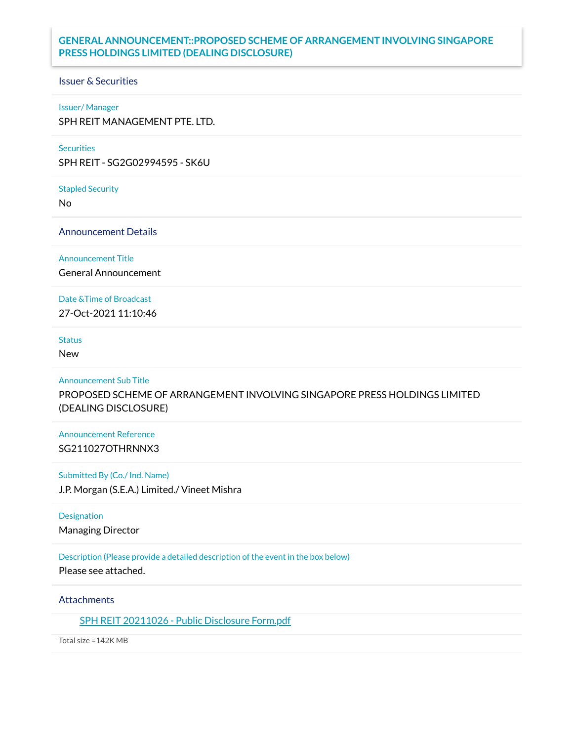# GENERAL ANNOUNCEMENT::PROPOSED SCHEME OF ARRANGEMENT INVOLVING SINGAPORE PRESS HOLDINGS LIMITED (DEALING DISCLOSURE)

## Issuer & Securities

**Issuer/ Manager**
SPH REIT MANAGEMENT PTE. LTD.

**Securities**
SPH REIT - SG2G02994595 - SK6U

**Stapled Security**
No

## Announcement Details

**Announcement Title**
General Announcement

**Date &Time of Broadcast**
27-Oct-2021 11:10:46

**Status**
New

**Announcement Sub Title**
PROPOSED SCHEME OF ARRANGEMENT INVOLVING SINGAPORE PRESS HOLDINGS LIMITED (DEALING DISCLOSURE)

**Announcement Reference**
SG211027OTHRNNX3

**Submitted By (Co./ Ind. Name)**
J.P. Morgan (S.E.A.) Limited./ Vineet Mishra

**Designation**
Managing Director

**Description (Please provide a detailed description of the event in the box below)**
Please see attached.

## Attachments

SPH REIT 20211026 - Public Disclosure Form.pdf

Total size =142K MB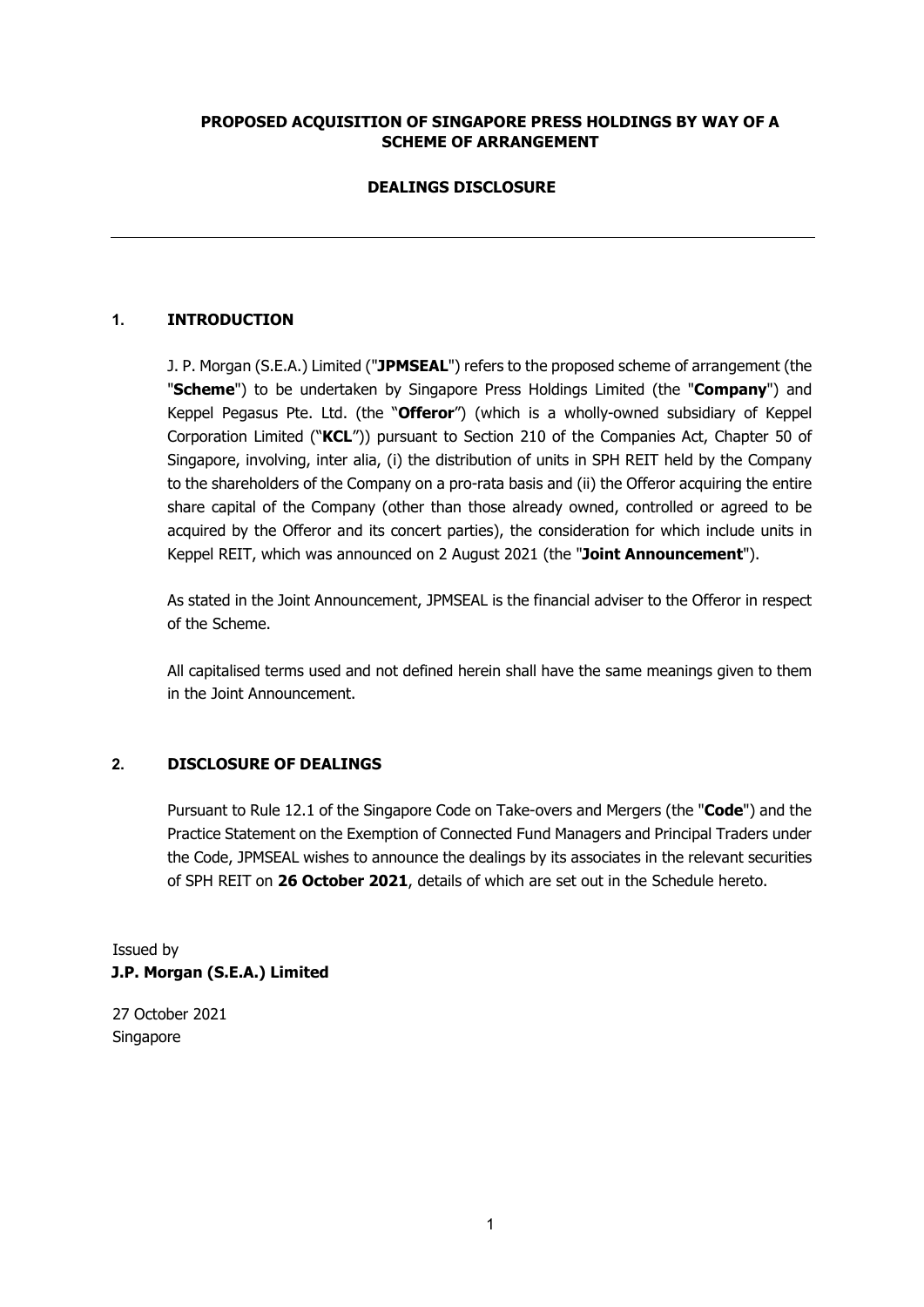**PROPOSED ACQUISITION OF SINGAPORE PRESS HOLDINGS BY WAY OF A SCHEME OF ARRANGEMENT**

**DEALINGS DISCLOSURE**

---

## 1. INTRODUCTION

J. P. Morgan (S.E.A.) Limited ("**JPMSEAL**") refers to the proposed scheme of arrangement (the "**Scheme**") to be undertaken by Singapore Press Holdings Limited (the "**Company**") and Keppel Pegasus Pte. Ltd. (the "**Offeror**") (which is a wholly-owned subsidiary of Keppel Corporation Limited ("**KCL**")) pursuant to Section 210 of the Companies Act, Chapter 50 of Singapore, involving, inter alia, (i) the distribution of units in SPH REIT held by the Company to the shareholders of the Company on a pro-rata basis and (ii) the Offeror acquiring the entire share capital of the Company (other than those already owned, controlled or agreed to be acquired by the Offeror and its concert parties), the consideration for which include units in Keppel REIT, which was announced on 2 August 2021 (the "**Joint Announcement**").

As stated in the Joint Announcement, JPMSEAL is the financial adviser to the Offeror in respect of the Scheme.

All capitalised terms used and not defined herein shall have the same meanings given to them in the Joint Announcement.

## 2. DISCLOSURE OF DEALINGS

Pursuant to Rule 12.1 of the Singapore Code on Take-overs and Mergers (the "**Code**") and the Practice Statement on the Exemption of Connected Fund Managers and Principal Traders under the Code, JPMSEAL wishes to announce the dealings by its associates in the relevant securities of SPH REIT on **26 October 2021**, details of which are set out in the Schedule hereto.

Issued by
**J.P. Morgan (S.E.A.) Limited**

27 October 2021
Singapore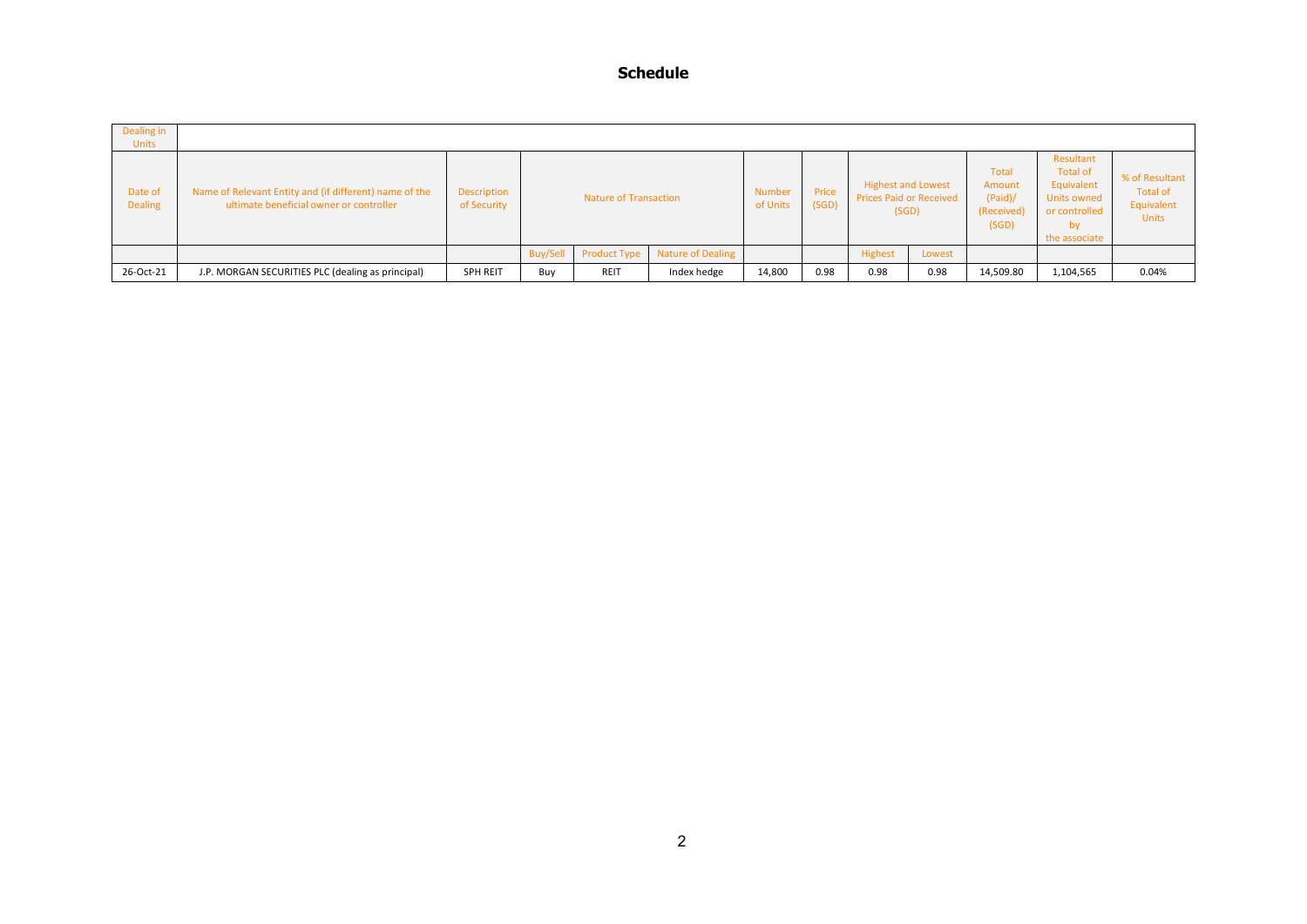# Schedule

| Dealing in Units | | | | | | | | | | | | | |
|---|---|---|---|---|---|---|---|---|---|---|---|---|---|
| Date of Dealing | Name of Relevant Entity and (if different) name of the ultimate beneficial owner or controller | Description of Security | Nature of Transaction | | | Number of Units | Price (SGD) | Highest and Lowest Prices Paid or Received (SGD) | | Total Amount (Paid)/ (Received) (SGD) | Resultant Total of Equivalent Units owned or controlled by the associate | % of Resultant Total of Equivalent Units |
| | | | Buy/Sell | Product Type | Nature of Dealing | | | Highest | Lowest | | | |
| 26-Oct-21 | J.P. MORGAN SECURITIES PLC (dealing as principal) | SPH REIT | Buy | REIT | Index hedge | 14,800 | 0.98 | 0.98 | 0.98 | 14,509.80 | 1,104,565 | 0.04% |